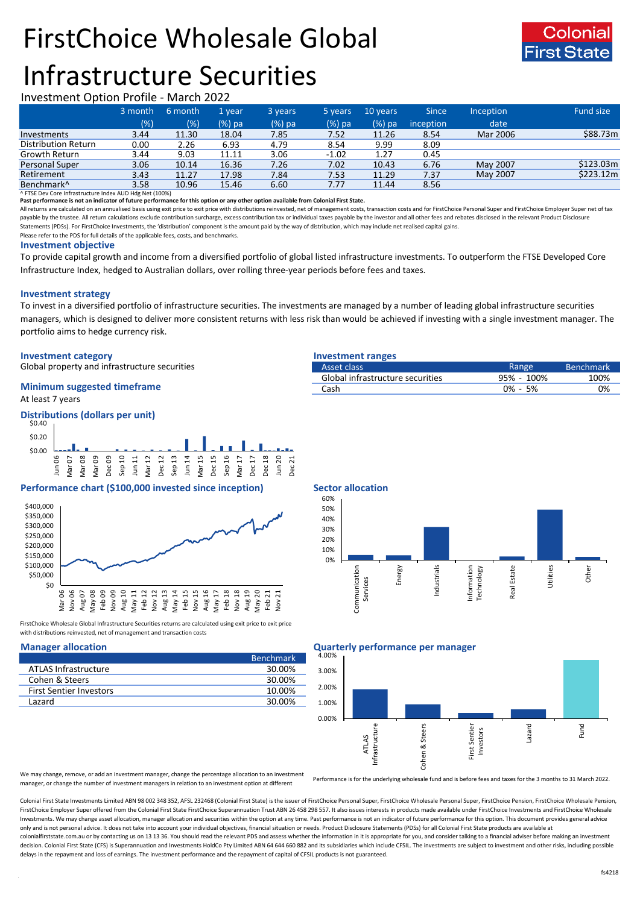# FirstChoice Wholesale Global Infrastructure Securities

Investment Option Profile - March 2022

|  | 3 month (%) | 6 month (%) | 1 year (%) pa | 3 years (%) pa | 5 years (%) pa | 10 years (%) pa | Since inception | Inception date | Fund size |
|---|---|---|---|---|---|---|---|---|---|
| Investments | 3.44 | 11.30 | 18.04 | 7.85 | 7.52 | 11.26 | 8.54 | Mar 2006 | $88.73m |
| Distribution Return | 0.00 | 2.26 | 6.93 | 4.79 | 8.54 | 9.99 | 8.09 |  |  |
| Growth Return | 3.44 | 9.03 | 11.11 | 3.06 | -1.02 | 1.27 | 0.45 |  |  |
| Personal Super | 3.06 | 10.14 | 16.36 | 7.26 | 7.02 | 10.43 | 6.76 | May 2007 | $123.03m |
| Retirement | 3.43 | 11.27 | 17.98 | 7.84 | 7.53 | 11.29 | 7.37 | May 2007 | $223.12m |
| Benchmark^ | 3.58 | 10.96 | 15.46 | 6.60 | 7.77 | 11.44 | 8.56 |  |  |

^ FTSE Dev Core Infrastructure Index AUD Hdg Net (100%)

**Past performance is not an indicator of future performance for this option or any other option available from Colonial First State.**

All returns are calculated on an annualised basis using exit price to exit price with distributions reinvested, net of management costs, transaction costs and for FirstChoice Personal Super and FirstChoice Employer Super net of tax payable by the trustee. All return calculations exclude contribution surcharge, excess contribution tax or individual taxes payable by the investor and all other fees and rebates disclosed in the relevant Product Disclosure Statements (PDSs). For FirstChoice Investments, the 'distribution' component is the amount paid by the way of distribution, which may include net realised capital gains.

Please refer to the PDS for full details of the applicable fees, costs, and benchmarks.

## Investment objective

To provide capital growth and income from a diversified portfolio of global listed infrastructure investments. To outperform the FTSE Developed Core Infrastructure Index, hedged to Australian dollars, over rolling three-year periods before fees and taxes.

## Investment strategy

To invest in a diversified portfolio of infrastructure securities. The investments are managed by a number of leading global infrastructure securities managers, which is designed to deliver more consistent returns with less risk than would be achieved if investing with a single investment manager. The portfolio aims to hedge currency risk.

## Investment category

Global property and infrastructure securities

## Minimum suggested timeframe

At least 7 years

## Investment ranges

| Asset class | Range | Benchmark |
|---|---|---|
| Global infrastructure securities | 95% - 100% | 100% |
| Cash | 0% - 5% | 0% |

## Distributions (dollars per unit)

## Performance chart ($100,000 invested since inception)

FirstChoice Wholesale Global Infrastructure Securities returns are calculated using exit price to exit price with distributions reinvested, net of management and transaction costs

## Sector allocation

## Manager allocation

|  | Benchmark |
|---|---|
| ATLAS Infrastructure | 30.00% |
| Cohen & Steers | 30.00% |
| First Sentier Investors | 10.00% |
| Lazard | 30.00% |

We may change, remove, or add an investment manager, change the percentage allocation to an investment manager, or change the number of investment managers in relation to an investment option at different

## Quarterly performance per manager

Performance is for the underlying wholesale fund and is before fees and taxes for the 3 months to 31 March 2022.

Colonial First State Investments Limited ABN 98 002 348 352, AFSL 232468 (Colonial First State) is the issuer of FirstChoice Personal Super, FirstChoice Wholesale Personal Super, FirstChoice Pension, FirstChoice Wholesale Pension, FirstChoice Employer Super offered from the Colonial First State FirstChoice Superannuation Trust ABN 26 458 298 557. It also issues interests in products made available under FirstChoice Investments and FirstChoice Wholesale Investments. We may change asset allocation, manager allocation and securities within the option at any time. Past performance is not an indicator of future performance for this option. This document provides general advice only and is not personal advice. It does not take into account your individual objectives, financial situation or needs. Product Disclosure Statements (PDSs) for all Colonial First State products are available at colonialfirststate.com.au or by contacting us on 13 13 36. You should read the relevant PDS and assess whether the information in it is appropriate for you, and consider talking to a financial adviser before making an investment decision. Colonial First State (CFS) is Superannuation and Investments HoldCo Pty Limited ABN 64 644 660 882 and its subsidiaries which include CFSIL. The investments are subject to investment and other risks, including possible delays in the repayment and loss of earnings. The investment performance and the repayment of capital of CFSIL products is not guaranteed.

fs4218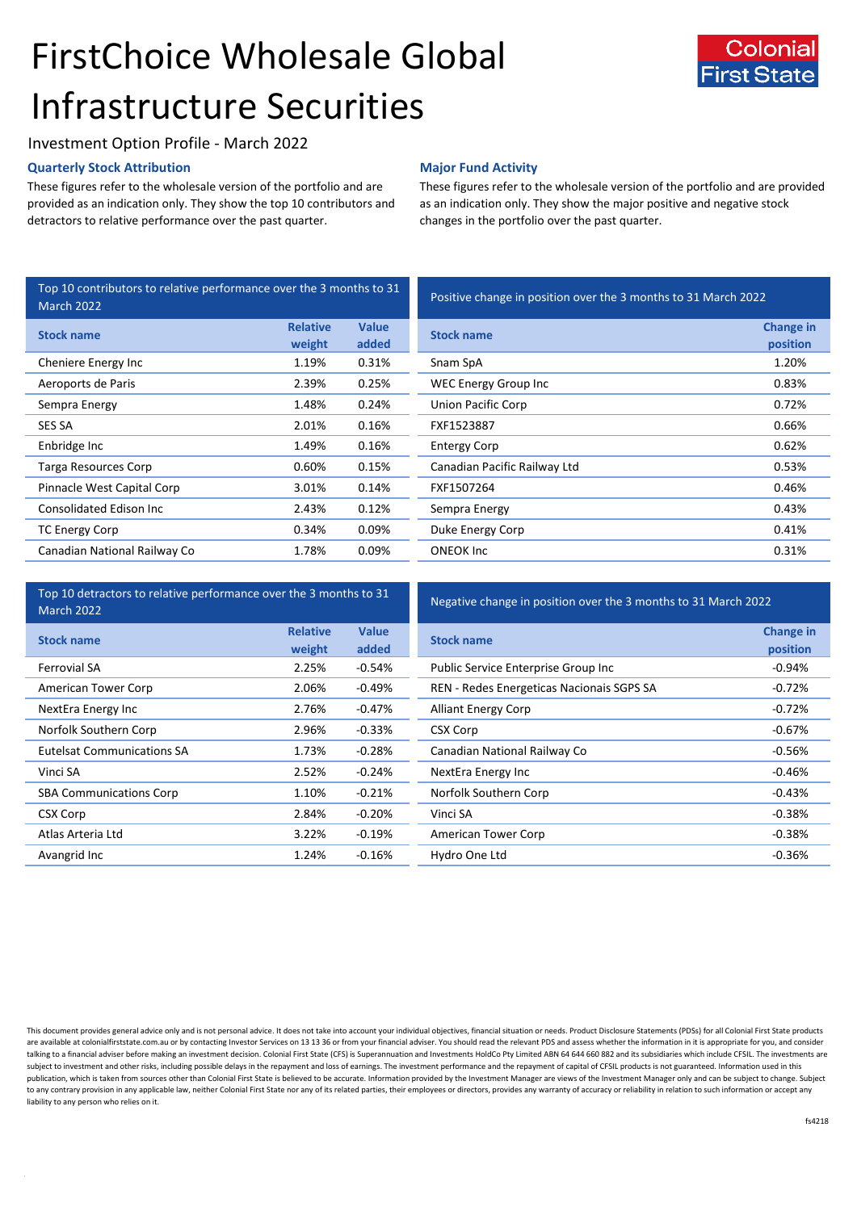# FirstChoice Wholesale Global Infrastructure Securities

Colonial First State

Investment Option Profile - March 2022

### Quarterly Stock Attribution

These figures refer to the wholesale version of the portfolio and are provided as an indication only. They show the top 10 contributors and detractors to relative performance over the past quarter.

**Top 10 contributors to relative performance over the 3 months to 31 March 2022**

| Stock name | Relative weight | Value added |
|---|---|---|
| Cheniere Energy Inc | 1.19% | 0.31% |
| Aeroports de Paris | 2.39% | 0.25% |
| Sempra Energy | 1.48% | 0.24% |
| SES SA | 2.01% | 0.16% |
| Enbridge Inc | 1.49% | 0.16% |
| Targa Resources Corp | 0.60% | 0.15% |
| Pinnacle West Capital Corp | 3.01% | 0.14% |
| Consolidated Edison Inc | 2.43% | 0.12% |
| TC Energy Corp | 0.34% | 0.09% |
| Canadian National Railway Co | 1.78% | 0.09% |

**Top 10 detractors to relative performance over the 3 months to 31 March 2022**

| Stock name | Relative weight | Value added |
|---|---|---|
| Ferrovial SA | 2.25% | -0.54% |
| American Tower Corp | 2.06% | -0.49% |
| NextEra Energy Inc | 2.76% | -0.47% |
| Norfolk Southern Corp | 2.96% | -0.33% |
| Eutelsat Communications SA | 1.73% | -0.28% |
| Vinci SA | 2.52% | -0.24% |
| SBA Communications Corp | 1.10% | -0.21% |
| CSX Corp | 2.84% | -0.20% |
| Atlas Arteria Ltd | 3.22% | -0.19% |
| Avangrid Inc | 1.24% | -0.16% |

### Major Fund Activity

These figures refer to the wholesale version of the portfolio and are provided as an indication only. They show the major positive and negative stock changes in the portfolio over the past quarter.

**Positive change in position over the 3 months to 31 March 2022**

| Stock name | Change in position |
|---|---|
| Snam SpA | 1.20% |
| WEC Energy Group Inc | 0.83% |
| Union Pacific Corp | 0.72% |
| FXF1523887 | 0.66% |
| Entergy Corp | 0.62% |
| Canadian Pacific Railway Ltd | 0.53% |
| FXF1507264 | 0.46% |
| Sempra Energy | 0.43% |
| Duke Energy Corp | 0.41% |
| ONEOK Inc | 0.31% |

**Negative change in position over the 3 months to 31 March 2022**

| Stock name | Change in position |
|---|---|
| Public Service Enterprise Group Inc | -0.94% |
| REN - Redes Energeticas Nacionais SGPS SA | -0.72% |
| Alliant Energy Corp | -0.72% |
| CSX Corp | -0.67% |
| Canadian National Railway Co | -0.56% |
| NextEra Energy Inc | -0.46% |
| Norfolk Southern Corp | -0.43% |
| Vinci SA | -0.38% |
| American Tower Corp | -0.38% |
| Hydro One Ltd | -0.36% |

This document provides general advice only and is not personal advice. It does not take into account your individual objectives, financial situation or needs. Product Disclosure Statements (PDSs) for all Colonial First State products are available at colonialfirststate.com.au or by contacting Investor Services on 13 13 36 or from your financial adviser. You should read the relevant PDS and assess whether the information in it is appropriate for you, and consider talking to a financial adviser before making an investment decision. Colonial First State (CFS) is Superannuation and Investments HoldCo Pty Limited ABN 64 644 660 882 and its subsidiaries which include CFSIL. The investments are subject to investment and other risks, including possible delays in the repayment and loss of earnings. The investment performance and the repayment of capital of CFSIL products is not guaranteed. Information used in this publication, which is taken from sources other than Colonial First State is believed to be accurate. Information provided by the Investment Manager are views of the Investment Manager only and can be subject to change. Subject to any contrary provision in any applicable law, neither Colonial First State nor any of its related parties, their employees or directors, provides any warranty of accuracy or reliability in relation to such information or accept any liability to any person who relies on it.

fs4218